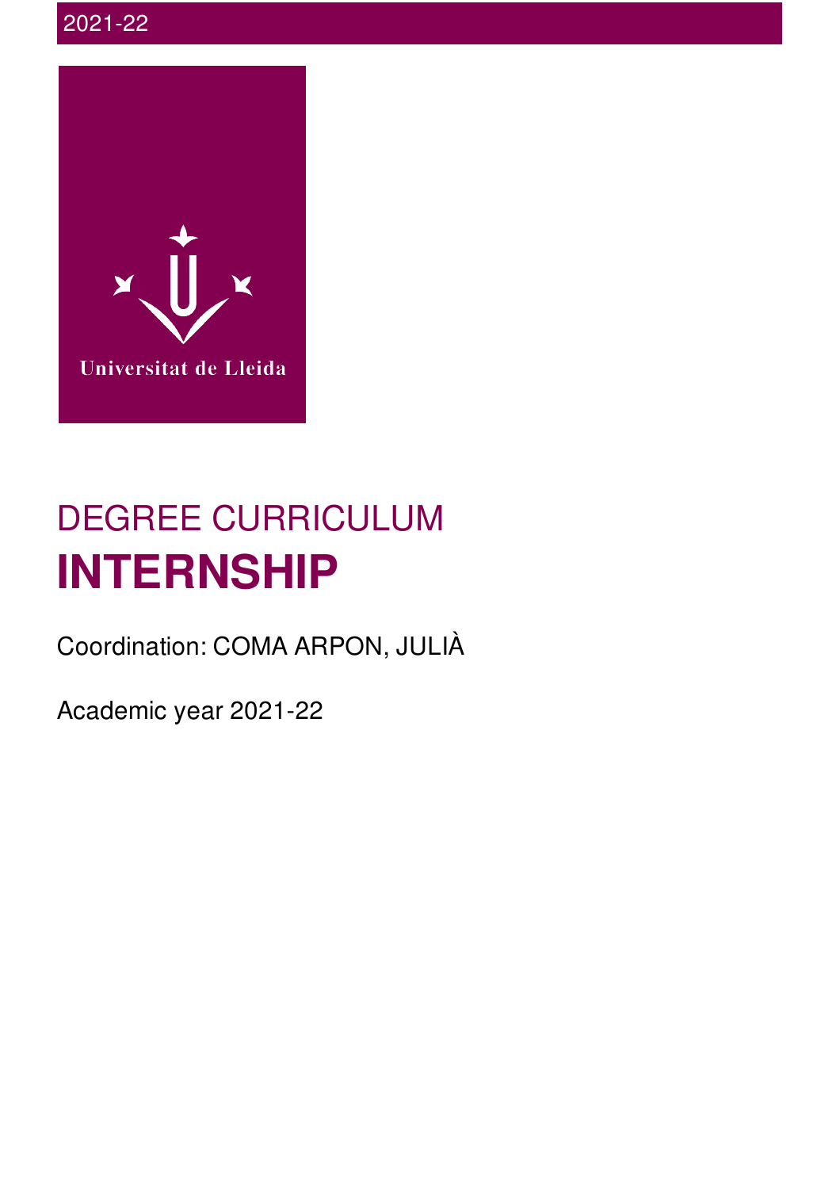2021-22

Universitat de Lleida

# DEGREE CURRICULUM
# INTERNSHIP

Coordination: COMA ARPON, JULIÀ

Academic year 2021-22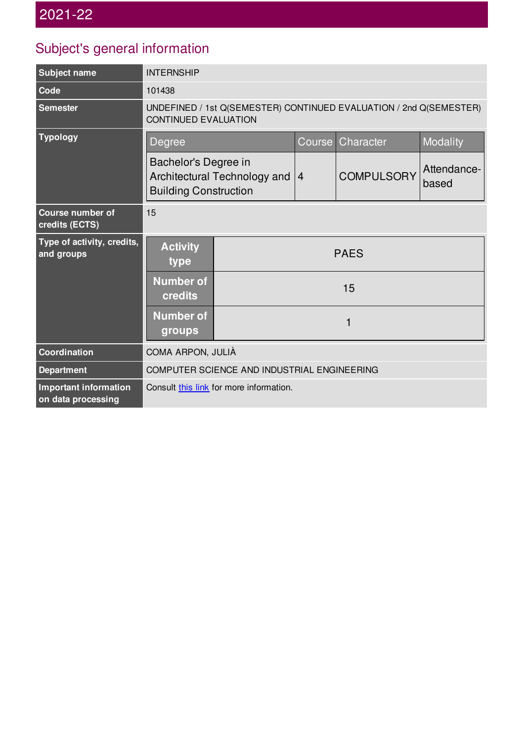# 2021-22

## Subject's general information

| | |
|---|---|
| **Subject name** | INTERNSHIP |
| **Code** | 101438 |
| **Semester** | UNDEFINED / 1st Q(SEMESTER) CONTINUED EVALUATION / 2nd Q(SEMESTER) CONTINUED EVALUATION |
| **Typology** | Degree: Bachelor's Degree in Architectural Technology and Building Construction; Course: 4; Character: COMPULSORY; Modality: Attendance-based |
| **Course number of credits (ECTS)** | 15 |
| **Type of activity, credits, and groups** | Activity type: PAES; Number of credits: 15; Number of groups: 1 |
| **Coordination** | COMA ARPON, JULIÀ |
| **Department** | COMPUTER SCIENCE AND INDUSTRIAL ENGINEERING |
| **Important information on data processing** | Consult this link for more information. |

**Typology**

| Degree | Course | Character | Modality |
|---|---|---|---|
| Bachelor's Degree in Architectural Technology and Building Construction | 4 | COMPULSORY | Attendance-based |

**Type of activity, credits, and groups**

| Activity type | PAES |
|---|---|
| Number of credits | 15 |
| Number of groups | 1 |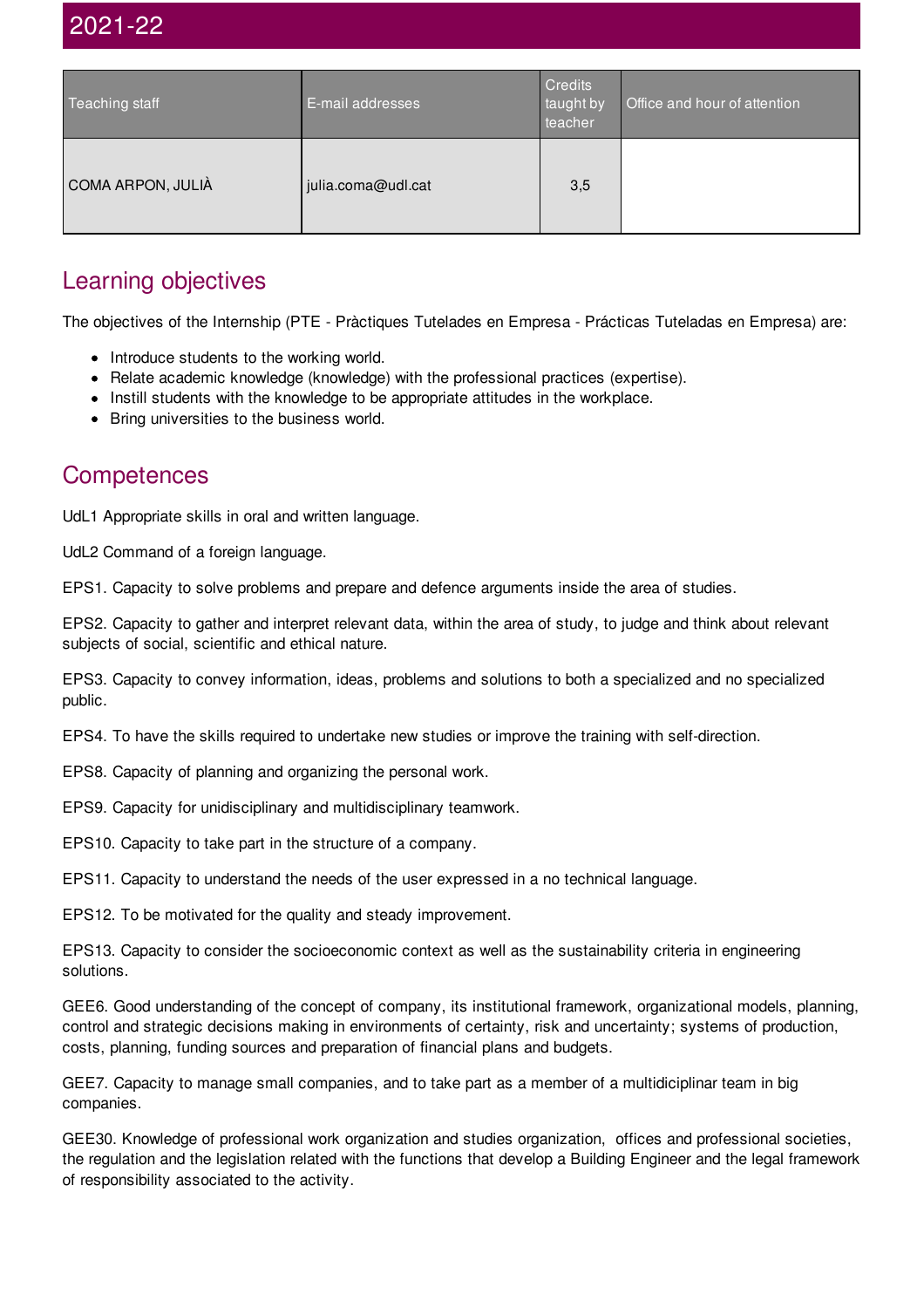# 2021-22

| Teaching staff | E-mail addresses | Credits taught by teacher | Office and hour of attention |
|---|---|---|---|
| COMA ARPON, JULIÀ | julia.coma@udl.cat | 3,5 | |

## Learning objectives

The objectives of the Internship (PTE - Pràctiques Tutelades en Empresa - Prácticas Tuteladas en Empresa) are:

- Introduce students to the working world.
- Relate academic knowledge (knowledge) with the professional practices (expertise).
- Instill students with the knowledge to be appropriate attitudes in the workplace.
- Bring universities to the business world.

## Competences

UdL1 Appropriate skills in oral and written language.

UdL2 Command of a foreign language.

EPS1. Capacity to solve problems and prepare and defence arguments inside the area of studies.

EPS2. Capacity to gather and interpret relevant data, within the area of study, to judge and think about relevant subjects of social, scientific and ethical nature.

EPS3. Capacity to convey information, ideas, problems and solutions to both a specialized and no specialized public.

EPS4. To have the skills required to undertake new studies or improve the training with self-direction.

EPS8. Capacity of planning and organizing the personal work.

EPS9. Capacity for unidisciplinary and multidisciplinary teamwork.

EPS10. Capacity to take part in the structure of a company.

EPS11. Capacity to understand the needs of the user expressed in a no technical language.

EPS12. To be motivated for the quality and steady improvement.

EPS13. Capacity to consider the socioeconomic context as well as the sustainability criteria in engineering solutions.

GEE6. Good understanding of the concept of company, its institutional framework, organizational models, planning, control and strategic decisions making in environments of certainty, risk and uncertainty; systems of production, costs, planning, funding sources and preparation of financial plans and budgets.

GEE7. Capacity to manage small companies, and to take part as a member of a multidiciplinar team in big companies.

GEE30. Knowledge of professional work organization and studies organization, offices and professional societies, the regulation and the legislation related with the functions that develop a Building Engineer and the legal framework of responsibility associated to the activity.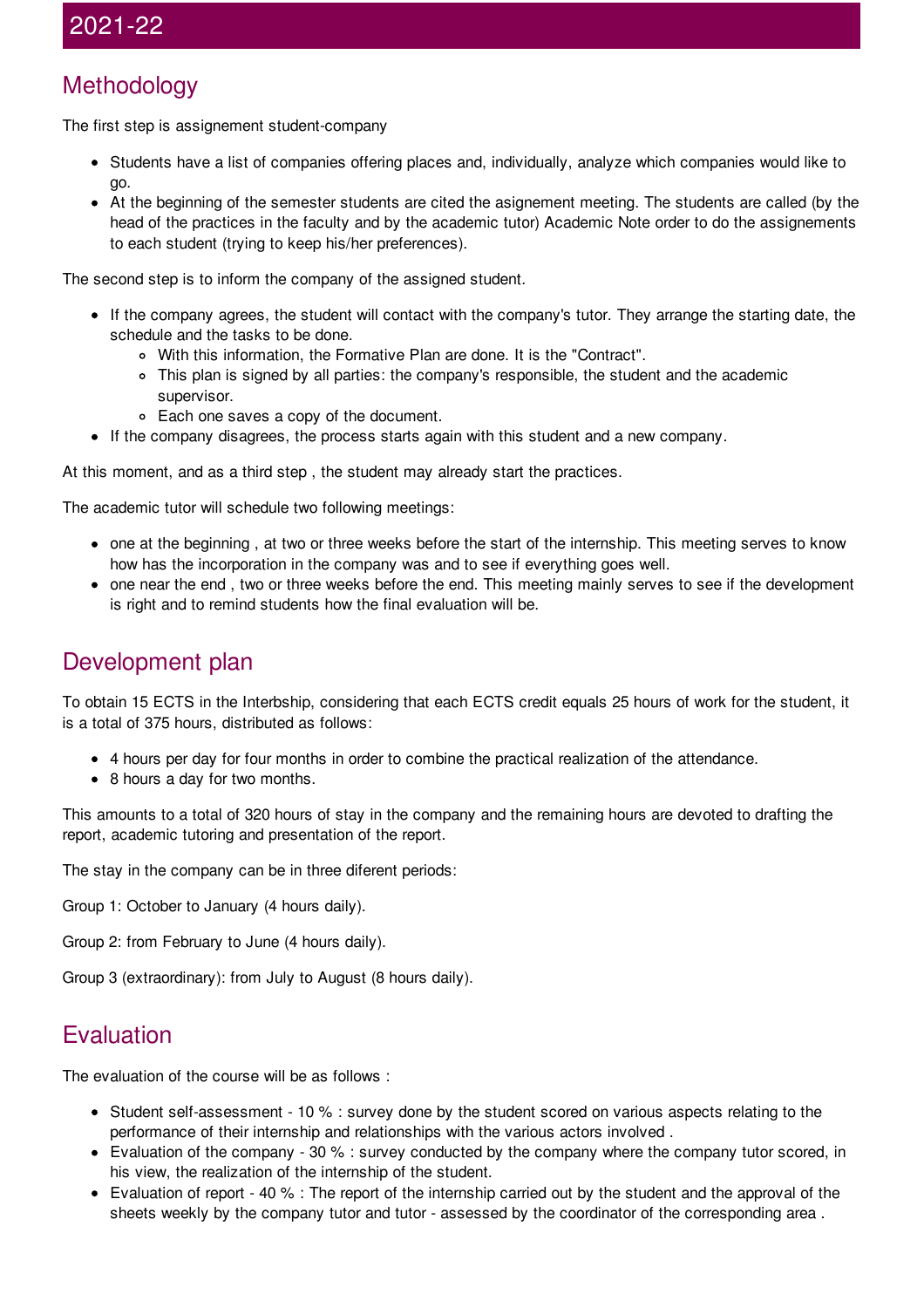# 2021-22

## Methodology

The first step is assignement student-company

- Students have a list of companies offering places and, individually, analyze which companies would like to go.
- At the beginning of the semester students are cited the asignement meeting. The students are called (by the head of the practices in the faculty and by the academic tutor) Academic Note order to do the assignements to each student (trying to keep his/her preferences).

The second step is to inform the company of the assigned student.

- If the company agrees, the student will contact with the company's tutor. They arrange the starting date, the schedule and the tasks to be done.
  - With this information, the Formative Plan are done. It is the "Contract".
  - This plan is signed by all parties: the company's responsible, the student and the academic supervisor.
  - Each one saves a copy of the document.
- If the company disagrees, the process starts again with this student and a new company.

At this moment, and as a third step , the student may already start the practices.

The academic tutor will schedule two following meetings:

- one at the beginning , at two or three weeks before the start of the internship. This meeting serves to know how has the incorporation in the company was and to see if everything goes well.
- one near the end , two or three weeks before the end. This meeting mainly serves to see if the development is right and to remind students how the final evaluation will be.

## Development plan

To obtain 15 ECTS in the Interbship, considering that each ECTS credit equals 25 hours of work for the student, it is a total of 375 hours, distributed as follows:

- 4 hours per day for four months in order to combine the practical realization of the attendance.
- 8 hours a day for two months.

This amounts to a total of 320 hours of stay in the company and the remaining hours are devoted to drafting the report, academic tutoring and presentation of the report.

The stay in the company can be in three diferent periods:

Group 1: October to January (4 hours daily).

Group 2: from February to June (4 hours daily).

Group 3 (extraordinary): from July to August (8 hours daily).

## Evaluation

The evaluation of the course will be as follows :

- Student self-assessment - 10 % : survey done by the student scored on various aspects relating to the performance of their internship and relationships with the various actors involved .
- Evaluation of the company - 30 % : survey conducted by the company where the company tutor scored, in his view, the realization of the internship of the student.
- Evaluation of report - 40 % : The report of the internship carried out by the student and the approval of the sheets weekly by the company tutor and tutor - assessed by the coordinator of the corresponding area .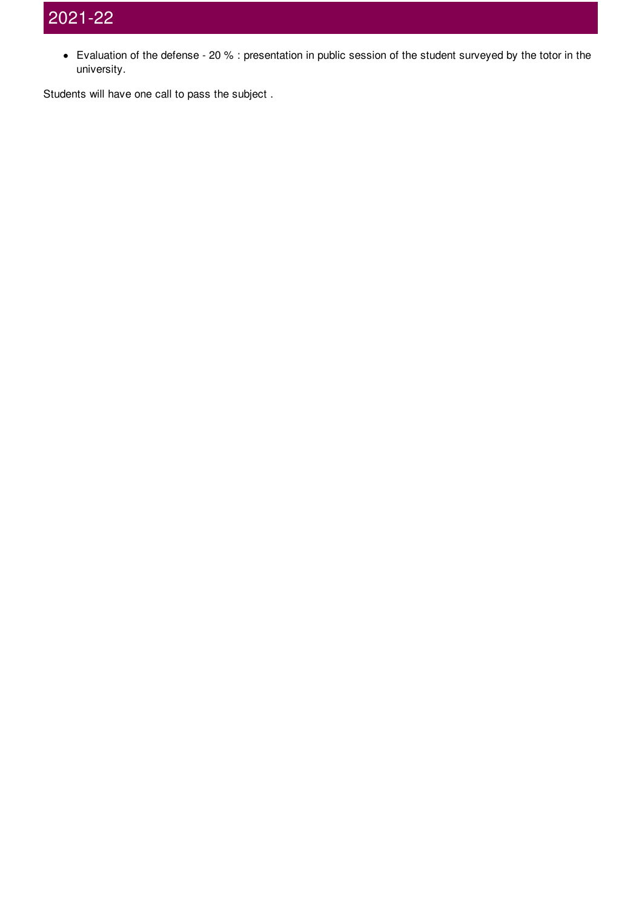- Evaluation of the defense - 20 % : presentation in public session of the student surveyed by the totor in the university.

Students will have one call to pass the subject .